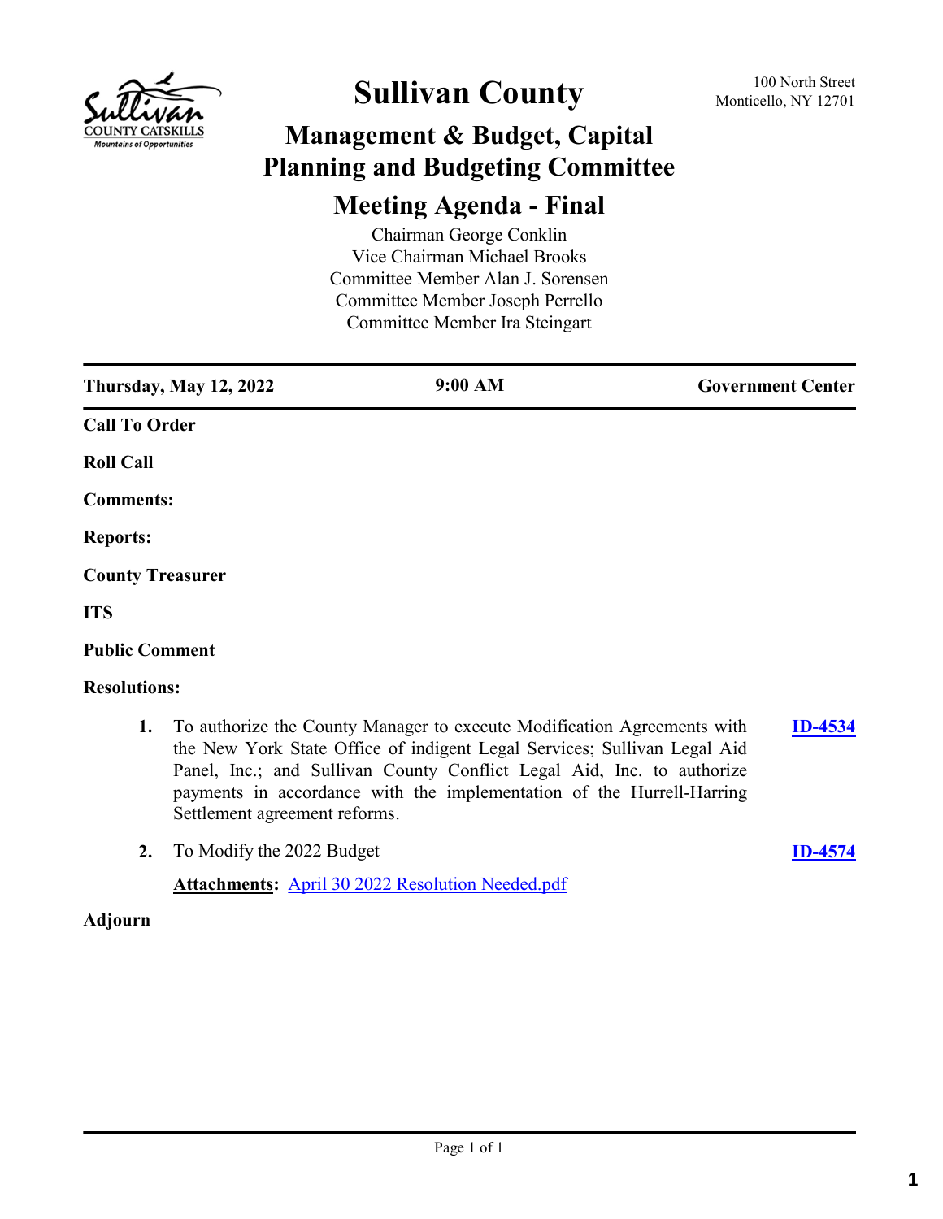# Sullivan County

100 North Street
Monticello, NY 12701

## Management & Budget, Capital Planning and Budgeting Committee

## Meeting Agenda - Final

Chairman George Conklin
Vice Chairman Michael Brooks
Committee Member Alan J. Sorensen
Committee Member Joseph Perrello
Committee Member Ira Steingart

---

**Thursday, May 12, 2022** | **9:00 AM** | **Government Center**

---

**Call To Order**

**Roll Call**

**Comments:**

**Reports:**

**County Treasurer**

**ITS**

**Public Comment**

**Resolutions:**

1. To authorize the County Manager to execute Modification Agreements with the New York State Office of indigent Legal Services; Sullivan Legal Aid Panel, Inc.; and Sullivan County Conflict Legal Aid, Inc. to authorize payments in accordance with the implementation of the Hurrell-Harring Settlement agreement reforms. **ID-4534**

2. To Modify the 2022 Budget **ID-4574**

   **Attachments:** April 30 2022 Resolution Needed.pdf

**Adjourn**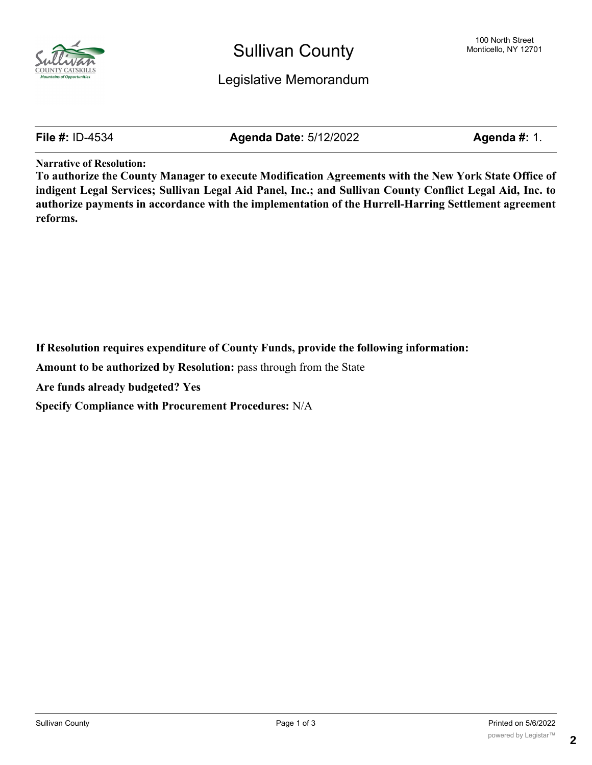# Sullivan County

## Legislative Memorandum

100 North Street
Monticello, NY 12701

**File #:** ID-4534 **Agenda Date:** 5/12/2022 **Agenda #:** 1.

**Narrative of Resolution:**

**To authorize the County Manager to execute Modification Agreements with the New York State Office of indigent Legal Services; Sullivan Legal Aid Panel, Inc.; and Sullivan County Conflict Legal Aid, Inc. to authorize payments in accordance with the implementation of the Hurrell-Harring Settlement agreement reforms.**

**If Resolution requires expenditure of County Funds, provide the following information:**

**Amount to be authorized by Resolution:** pass through from the State

**Are funds already budgeted? Yes**

**Specify Compliance with Procurement Procedures:** N/A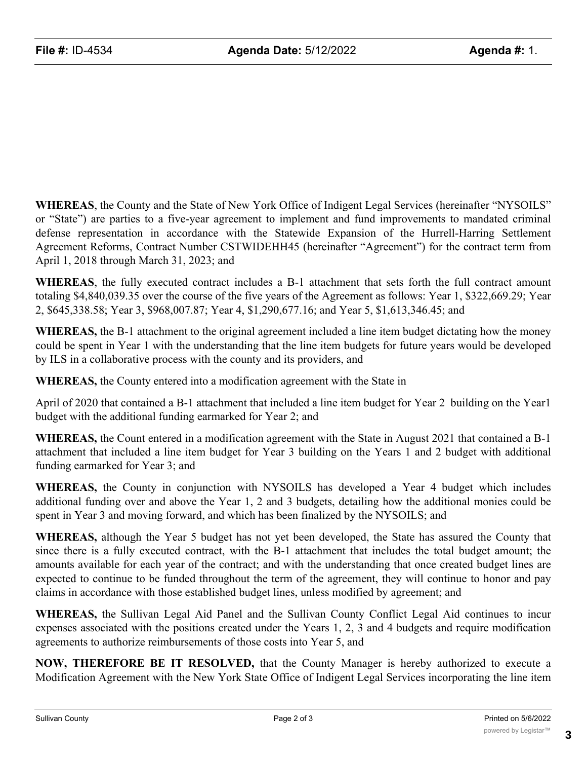**WHEREAS**, the County and the State of New York Office of Indigent Legal Services (hereinafter "NYSOILS" or "State") are parties to a five-year agreement to implement and fund improvements to mandated criminal defense representation in accordance with the Statewide Expansion of the Hurrell-Harring Settlement Agreement Reforms, Contract Number CSTWIDEHH45 (hereinafter "Agreement") for the contract term from April 1, 2018 through March 31, 2023; and

**WHEREAS**, the fully executed contract includes a B-1 attachment that sets forth the full contract amount totaling $4,840,039.35 over the course of the five years of the Agreement as follows: Year 1, $322,669.29; Year 2, $645,338.58; Year 3, $968,007.87; Year 4, $1,290,677.16; and Year 5, $1,613,346.45; and

**WHEREAS,** the B-1 attachment to the original agreement included a line item budget dictating how the money could be spent in Year 1 with the understanding that the line item budgets for future years would be developed by ILS in a collaborative process with the county and its providers, and

**WHEREAS,** the County entered into a modification agreement with the State in

April of 2020 that contained a B-1 attachment that included a line item budget for Year 2 building on the Year1 budget with the additional funding earmarked for Year 2; and

**WHEREAS,** the Count entered in a modification agreement with the State in August 2021 that contained a B-1 attachment that included a line item budget for Year 3 building on the Years 1 and 2 budget with additional funding earmarked for Year 3; and

**WHEREAS,** the County in conjunction with NYSOILS has developed a Year 4 budget which includes additional funding over and above the Year 1, 2 and 3 budgets, detailing how the additional monies could be spent in Year 3 and moving forward, and which has been finalized by the NYSOILS; and

**WHEREAS,** although the Year 5 budget has not yet been developed, the State has assured the County that since there is a fully executed contract, with the B-1 attachment that includes the total budget amount; the amounts available for each year of the contract; and with the understanding that once created budget lines are expected to continue to be funded throughout the term of the agreement, they will continue to honor and pay claims in accordance with those established budget lines, unless modified by agreement; and

**WHEREAS,** the Sullivan Legal Aid Panel and the Sullivan County Conflict Legal Aid continues to incur expenses associated with the positions created under the Years 1, 2, 3 and 4 budgets and require modification agreements to authorize reimbursements of those costs into Year 5, and

**NOW, THEREFORE BE IT RESOLVED,** that the County Manager is hereby authorized to execute a Modification Agreement with the New York State Office of Indigent Legal Services incorporating the line item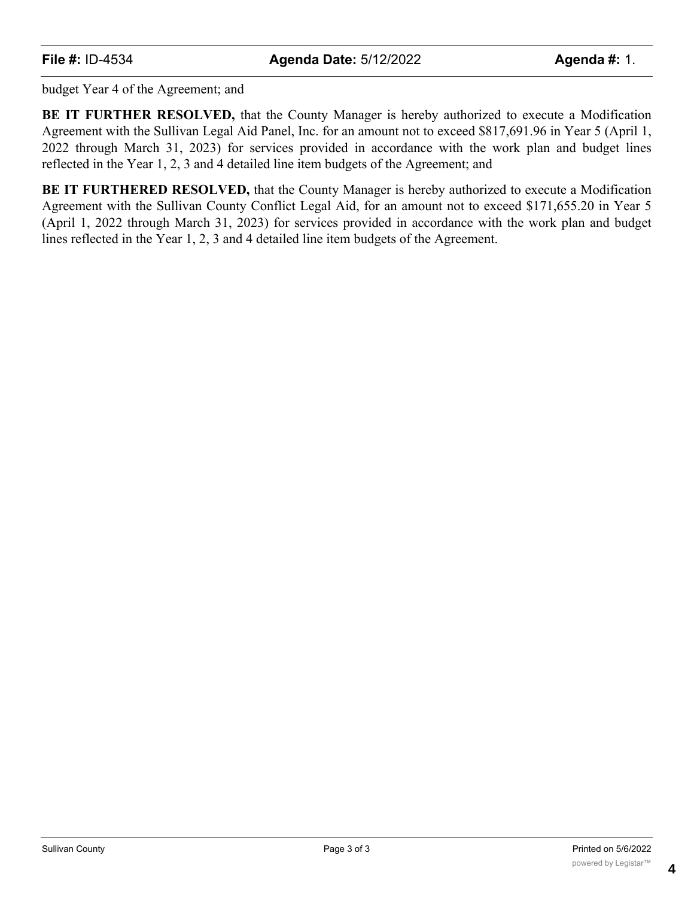budget Year 4 of the Agreement; and

**BE IT FURTHER RESOLVED,** that the County Manager is hereby authorized to execute a Modification Agreement with the Sullivan Legal Aid Panel, Inc. for an amount not to exceed $817,691.96 in Year 5 (April 1, 2022 through March 31, 2023) for services provided in accordance with the work plan and budget lines reflected in the Year 1, 2, 3 and 4 detailed line item budgets of the Agreement; and

**BE IT FURTHERED RESOLVED,** that the County Manager is hereby authorized to execute a Modification Agreement with the Sullivan County Conflict Legal Aid, for an amount not to exceed $171,655.20 in Year 5 (April 1, 2022 through March 31, 2023) for services provided in accordance with the work plan and budget lines reflected in the Year 1, 2, 3 and 4 detailed line item budgets of the Agreement.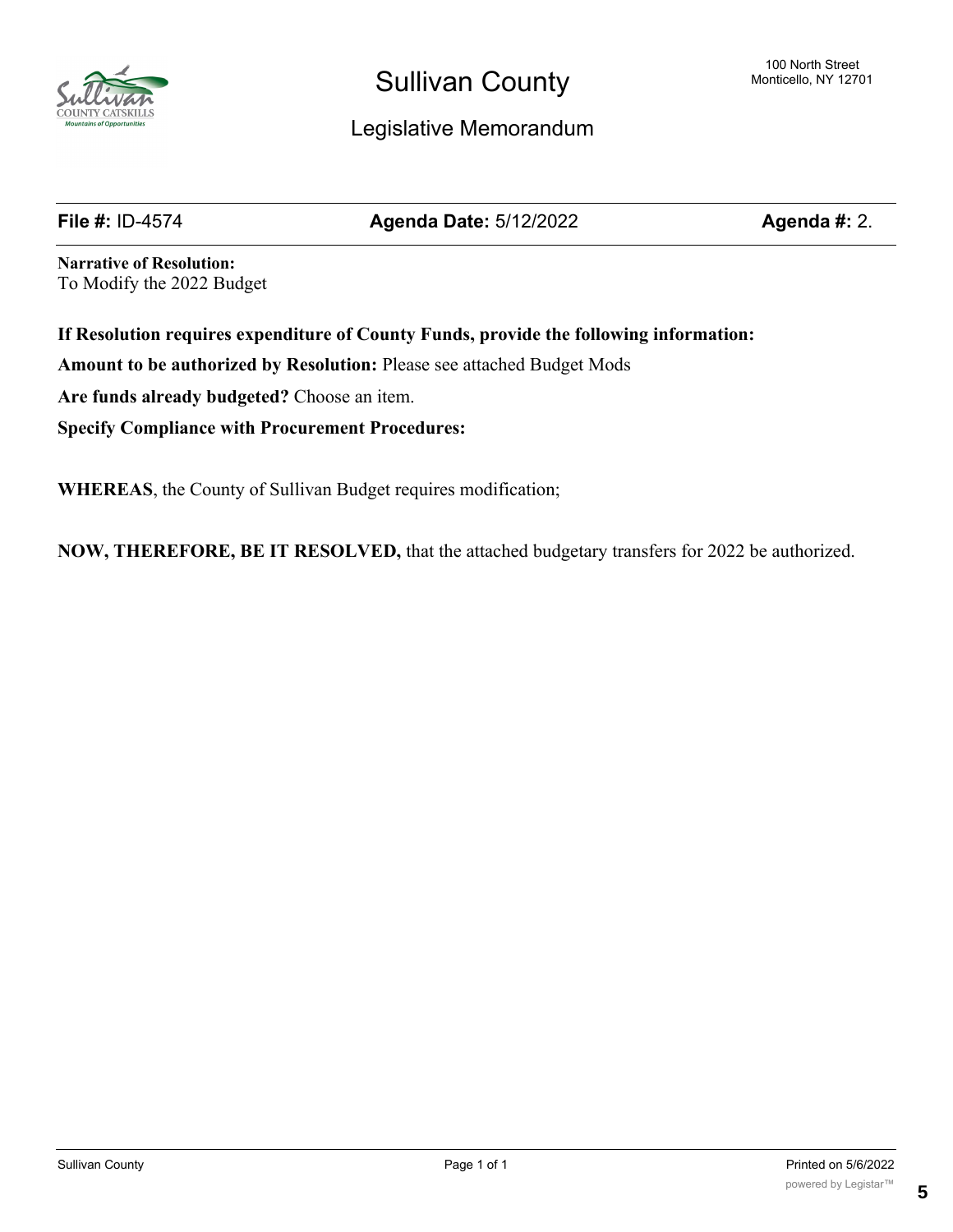# Sullivan County

100 North Street
Monticello, NY 12701

## Legislative Memorandum

**File #:** ID-4574 **Agenda Date:** 5/12/2022 **Agenda #:** 2.

**Narrative of Resolution:**
To Modify the 2022 Budget

**If Resolution requires expenditure of County Funds, provide the following information:**

**Amount to be authorized by Resolution:** Please see attached Budget Mods

**Are funds already budgeted?** Choose an item.

**Specify Compliance with Procurement Procedures:**

**WHEREAS**, the County of Sullivan Budget requires modification;

**NOW, THEREFORE, BE IT RESOLVED,** that the attached budgetary transfers for 2022 be authorized.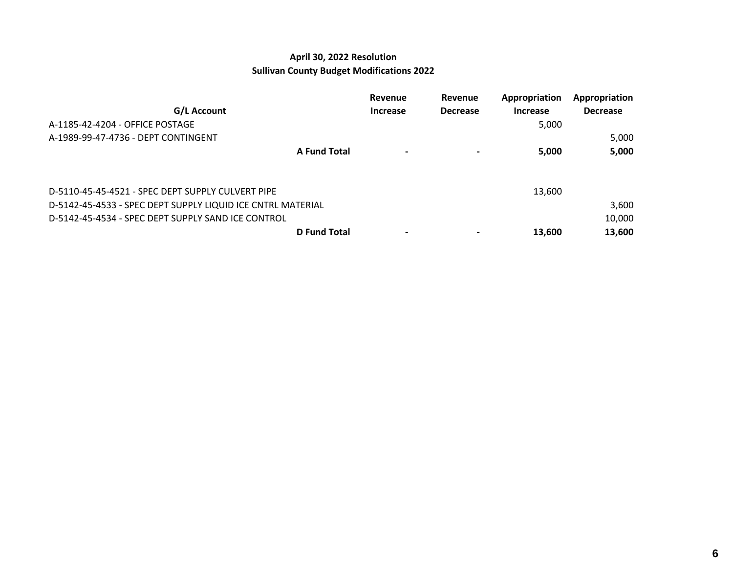**April 30, 2022 Resolution**
**Sullivan County Budget Modifications 2022**

| G/L Account | Revenue Increase | Revenue Decrease | Appropriation Increase | Appropriation Decrease |
|---|---|---|---|---|
| A-1185-42-4204 - OFFICE POSTAGE | | | 5,000 | |
| A-1989-99-47-4736 - DEPT CONTINGENT | | | | 5,000 |
| **A Fund Total** | **-** | **-** | **5,000** | **5,000** |
| | | | | |
| D-5110-45-45-4521 - SPEC DEPT SUPPLY CULVERT PIPE | | | 13,600 | |
| D-5142-45-4533 - SPEC DEPT SUPPLY LIQUID ICE CNTRL MATERIAL | | | | 3,600 |
| D-5142-45-4534 - SPEC DEPT SUPPLY SAND ICE CONTROL | | | | 10,000 |
| **D Fund Total** | **-** | **-** | **13,600** | **13,600** |